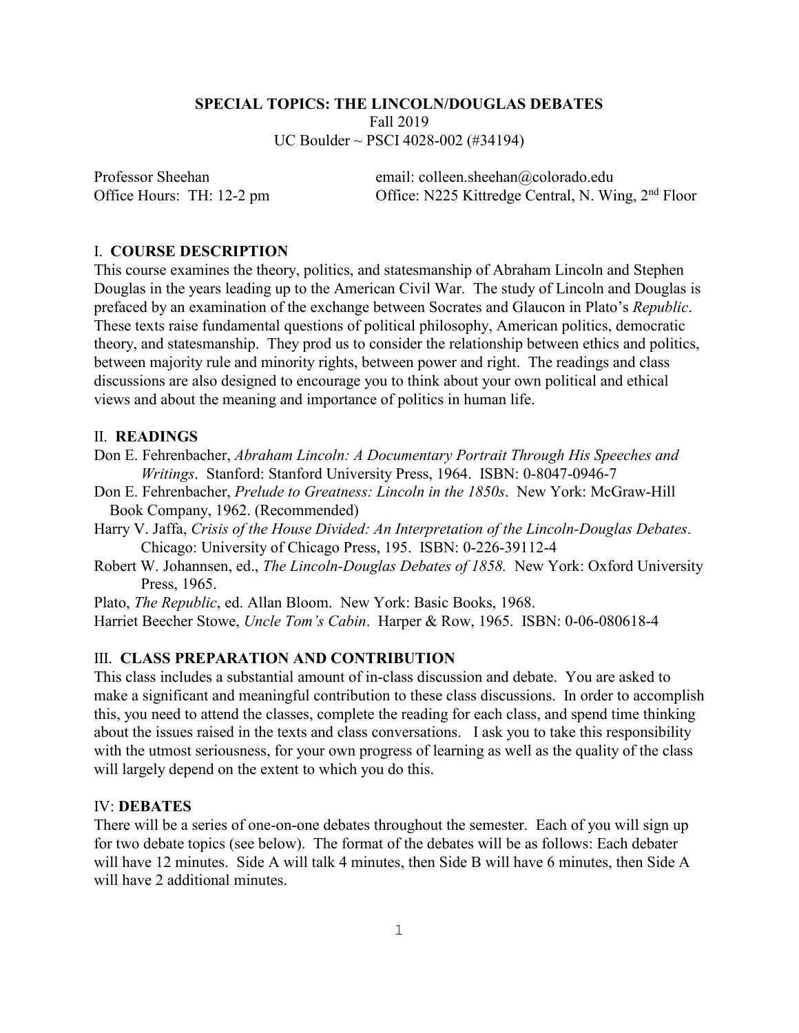**SPECIAL TOPICS: THE LINCOLN/DOUGLAS DEBATES**

Fall 2019

UC Boulder ~ PSCI 4028-002 (#34194)

Professor Sheehan  
Office Hours: TH: 12-2 pm

email: colleen.sheehan@colorado.edu  
Office: N225 Kittredge Central, N. Wing, 2nd Floor

## I. COURSE DESCRIPTION

This course examines the theory, politics, and statesmanship of Abraham Lincoln and Stephen Douglas in the years leading up to the American Civil War. The study of Lincoln and Douglas is prefaced by an examination of the exchange between Socrates and Glaucon in Plato's *Republic*. These texts raise fundamental questions of political philosophy, American politics, democratic theory, and statesmanship. They prod us to consider the relationship between ethics and politics, between majority rule and minority rights, between power and right. The readings and class discussions are also designed to encourage you to think about your own political and ethical views and about the meaning and importance of politics in human life.

## II. READINGS

Don E. Fehrenbacher, *Abraham Lincoln: A Documentary Portrait Through His Speeches and Writings*. Stanford: Stanford University Press, 1964. ISBN: 0-8047-0946-7

Don E. Fehrenbacher, *Prelude to Greatness: Lincoln in the 1850s*. New York: McGraw-Hill Book Company, 1962. (Recommended)

Harry V. Jaffa, *Crisis of the House Divided: An Interpretation of the Lincoln-Douglas Debates*. Chicago: University of Chicago Press, 195. ISBN: 0-226-39112-4

Robert W. Johannsen, ed., *The Lincoln-Douglas Debates of 1858.* New York: Oxford University Press, 1965.

Plato, *The Republic*, ed. Allan Bloom. New York: Basic Books, 1968.

Harriet Beecher Stowe, *Uncle Tom's Cabin*. Harper & Row, 1965. ISBN: 0-06-080618-4

## III. CLASS PREPARATION AND CONTRIBUTION

This class includes a substantial amount of in-class discussion and debate. You are asked to make a significant and meaningful contribution to these class discussions. In order to accomplish this, you need to attend the classes, complete the reading for each class, and spend time thinking about the issues raised in the texts and class conversations. I ask you to take this responsibility with the utmost seriousness, for your own progress of learning as well as the quality of the class will largely depend on the extent to which you do this.

## IV: DEBATES

There will be a series of one-on-one debates throughout the semester. Each of you will sign up for two debate topics (see below). The format of the debates will be as follows: Each debater will have 12 minutes. Side A will talk 4 minutes, then Side B will have 6 minutes, then Side A will have 2 additional minutes.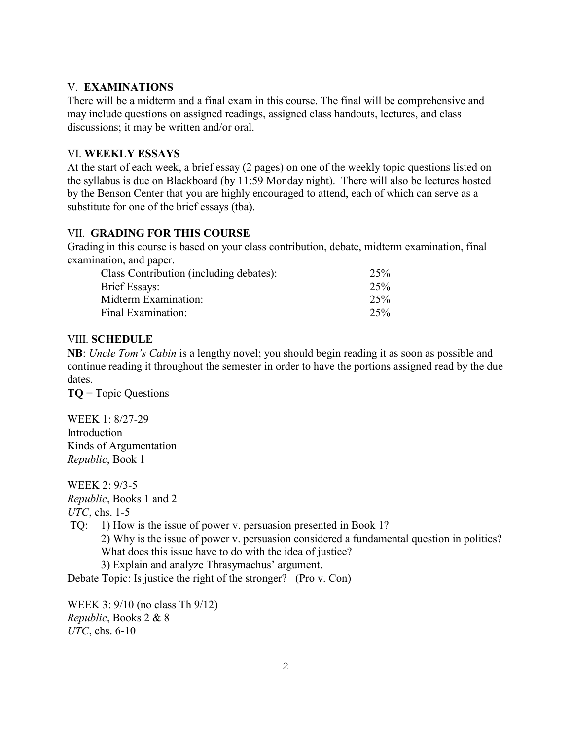## V. **EXAMINATIONS**

There will be a midterm and a final exam in this course. The final will be comprehensive and may include questions on assigned readings, assigned class handouts, lectures, and class discussions; it may be written and/or oral.

## VI. **WEEKLY ESSAYS**

At the start of each week, a brief essay (2 pages) on one of the weekly topic questions listed on the syllabus is due on Blackboard (by 11:59 Monday night). There will also be lectures hosted by the Benson Center that you are highly encouraged to attend, each of which can serve as a substitute for one of the brief essays (tba).

## VII. **GRADING FOR THIS COURSE**

Grading in this course is based on your class contribution, debate, midterm examination, final examination, and paper.

| | |
|---|---|
| Class Contribution (including debates): | 25% |
| Brief Essays: | 25% |
| Midterm Examination: | 25% |
| Final Examination: | 25% |

## VIII. **SCHEDULE**

**NB**: *Uncle Tom's Cabin* is a lengthy novel; you should begin reading it as soon as possible and continue reading it throughout the semester in order to have the portions assigned read by the due dates.

**TQ** = Topic Questions

WEEK 1: 8/27-29
Introduction
Kinds of Argumentation
*Republic*, Book 1

WEEK 2: 9/3-5
*Republic*, Books 1 and 2
*UTC*, chs. 1-5
TQ: 1) How is the issue of power v. persuasion presented in Book 1?
2) Why is the issue of power v. persuasion considered a fundamental question in politics? What does this issue have to do with the idea of justice?
3) Explain and analyze Thrasymachus' argument.
Debate Topic: Is justice the right of the stronger? (Pro v. Con)

WEEK 3: 9/10 (no class Th 9/12)
*Republic*, Books 2 & 8
*UTC*, chs. 6-10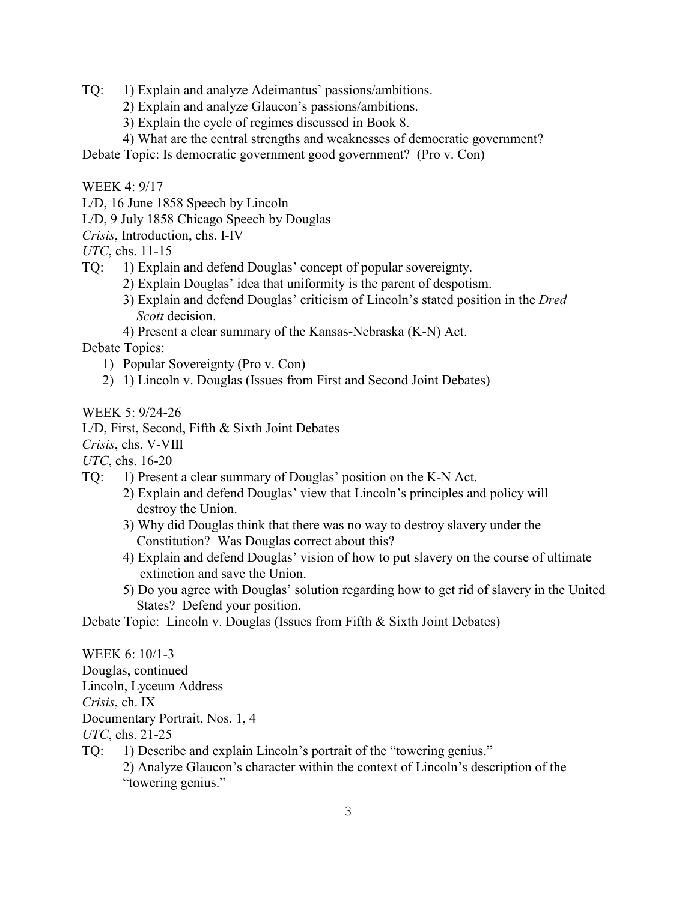TQ: 1) Explain and analyze Adeimantus' passions/ambitions.
2) Explain and analyze Glaucon's passions/ambitions.
3) Explain the cycle of regimes discussed in Book 8.
4) What are the central strengths and weaknesses of democratic government?

Debate Topic: Is democratic government good government? (Pro v. Con)

WEEK 4: 9/17

L/D, 16 June 1858 Speech by Lincoln

L/D, 9 July 1858 Chicago Speech by Douglas

*Crisis*, Introduction, chs. I-IV

*UTC*, chs. 11-15

TQ: 1) Explain and defend Douglas' concept of popular sovereignty.
2) Explain Douglas' idea that uniformity is the parent of despotism.
3) Explain and defend Douglas' criticism of Lincoln's stated position in the *Dred Scott* decision.
4) Present a clear summary of the Kansas-Nebraska (K-N) Act.

Debate Topics:

1) Popular Sovereignty (Pro v. Con)
2) 1) Lincoln v. Douglas (Issues from First and Second Joint Debates)

WEEK 5: 9/24-26

L/D, First, Second, Fifth & Sixth Joint Debates

*Crisis*, chs. V-VIII

*UTC*, chs. 16-20

TQ: 1) Present a clear summary of Douglas' position on the K-N Act.
2) Explain and defend Douglas' view that Lincoln's principles and policy will destroy the Union.
3) Why did Douglas think that there was no way to destroy slavery under the Constitution? Was Douglas correct about this?
4) Explain and defend Douglas' vision of how to put slavery on the course of ultimate extinction and save the Union.
5) Do you agree with Douglas' solution regarding how to get rid of slavery in the United States? Defend your position.

Debate Topic: Lincoln v. Douglas (Issues from Fifth & Sixth Joint Debates)

WEEK 6: 10/1-3

Douglas, continued

Lincoln, Lyceum Address

*Crisis*, ch. IX

Documentary Portrait, Nos. 1, 4

*UTC*, chs. 21-25

TQ: 1) Describe and explain Lincoln's portrait of the "towering genius."
2) Analyze Glaucon's character within the context of Lincoln's description of the "towering genius."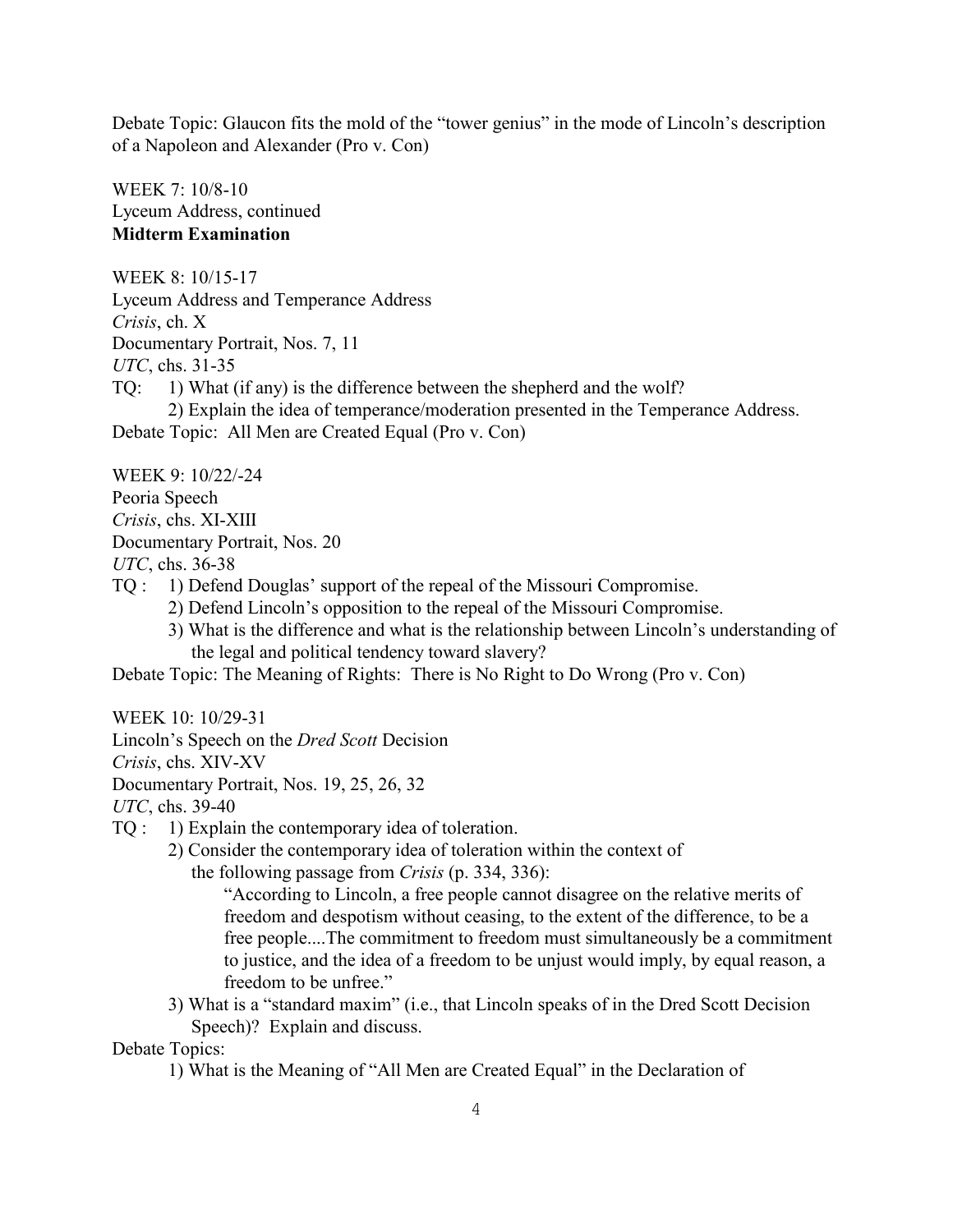Debate Topic: Glaucon fits the mold of the "tower genius" in the mode of Lincoln's description of a Napoleon and Alexander (Pro v. Con)

WEEK 7: 10/8-10
Lyceum Address, continued
**Midterm Examination**

WEEK 8: 10/15-17
Lyceum Address and Temperance Address
*Crisis*, ch. X
Documentary Portrait, Nos. 7, 11
*UTC*, chs. 31-35
TQ: 1) What (if any) is the difference between the shepherd and the wolf?
 2) Explain the idea of temperance/moderation presented in the Temperance Address.
Debate Topic: All Men are Created Equal (Pro v. Con)

WEEK 9: 10/22/-24
Peoria Speech
*Crisis*, chs. XI-XIII
Documentary Portrait, Nos. 20
*UTC*, chs. 36-38
TQ : 1) Defend Douglas' support of the repeal of the Missouri Compromise.
 2) Defend Lincoln's opposition to the repeal of the Missouri Compromise.
 3) What is the difference and what is the relationship between Lincoln's understanding of the legal and political tendency toward slavery?
Debate Topic: The Meaning of Rights: There is No Right to Do Wrong (Pro v. Con)

WEEK 10: 10/29-31
Lincoln's Speech on the *Dred Scott* Decision
*Crisis*, chs. XIV-XV
Documentary Portrait, Nos. 19, 25, 26, 32
*UTC*, chs. 39-40
TQ : 1) Explain the contemporary idea of toleration.
 2) Consider the contemporary idea of toleration within the context of the following passage from *Crisis* (p. 334, 336):

> "According to Lincoln, a free people cannot disagree on the relative merits of freedom and despotism without ceasing, to the extent of the difference, to be a free people....The commitment to freedom must simultaneously be a commitment to justice, and the idea of a freedom to be unjust would imply, by equal reason, a freedom to be unfree."

 3) What is a "standard maxim" (i.e., that Lincoln speaks of in the Dred Scott Decision Speech)? Explain and discuss.

Debate Topics:
 1) What is the Meaning of "All Men are Created Equal" in the Declaration of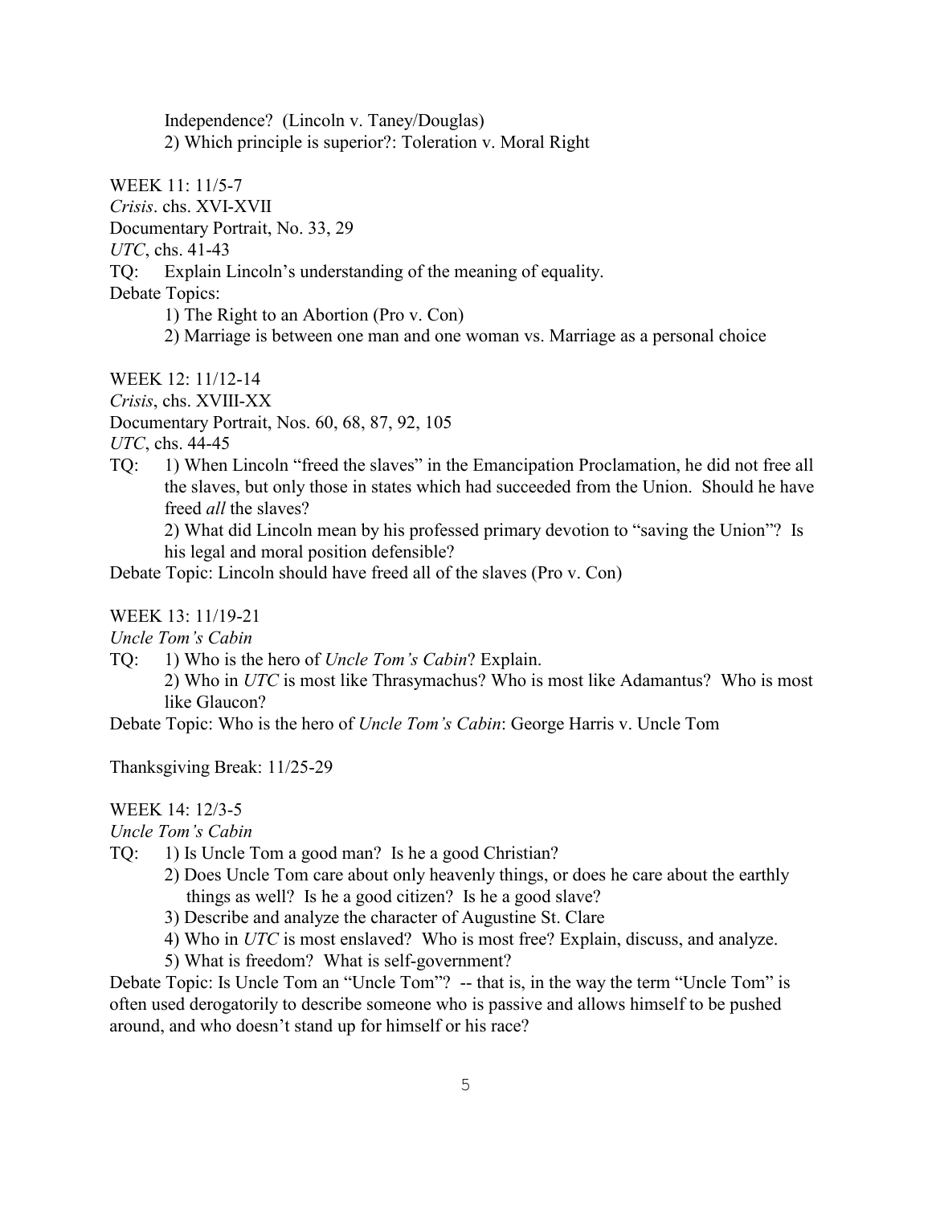Independence? (Lincoln v. Taney/Douglas)

2) Which principle is superior?: Toleration v. Moral Right

WEEK 11: 11/5-7

*Crisis*. chs. XVI-XVII

Documentary Portrait, No. 33, 29

*UTC*, chs. 41-43

TQ: Explain Lincoln's understanding of the meaning of equality.

Debate Topics:

1) The Right to an Abortion (Pro v. Con)

2) Marriage is between one man and one woman vs. Marriage as a personal choice

WEEK 12: 11/12-14

*Crisis*, chs. XVIII-XX

Documentary Portrait, Nos. 60, 68, 87, 92, 105

*UTC*, chs. 44-45

TQ: 1) When Lincoln "freed the slaves" in the Emancipation Proclamation, he did not free all the slaves, but only those in states which had succeeded from the Union. Should he have freed *all* the slaves?

2) What did Lincoln mean by his professed primary devotion to "saving the Union"? Is his legal and moral position defensible?

Debate Topic: Lincoln should have freed all of the slaves (Pro v. Con)

WEEK 13: 11/19-21

*Uncle Tom's Cabin*

TQ: 1) Who is the hero of *Uncle Tom's Cabin*? Explain.

2) Who in *UTC* is most like Thrasymachus? Who is most like Adamantus? Who is most like Glaucon?

Debate Topic: Who is the hero of *Uncle Tom's Cabin*: George Harris v. Uncle Tom

Thanksgiving Break: 11/25-29

WEEK 14: 12/3-5

*Uncle Tom's Cabin*

TQ: 1) Is Uncle Tom a good man? Is he a good Christian?

2) Does Uncle Tom care about only heavenly things, or does he care about the earthly things as well? Is he a good citizen? Is he a good slave?

3) Describe and analyze the character of Augustine St. Clare

4) Who in *UTC* is most enslaved? Who is most free? Explain, discuss, and analyze.

5) What is freedom? What is self-government?

Debate Topic: Is Uncle Tom an "Uncle Tom"? -- that is, in the way the term "Uncle Tom" is often used derogatorily to describe someone who is passive and allows himself to be pushed around, and who doesn't stand up for himself or his race?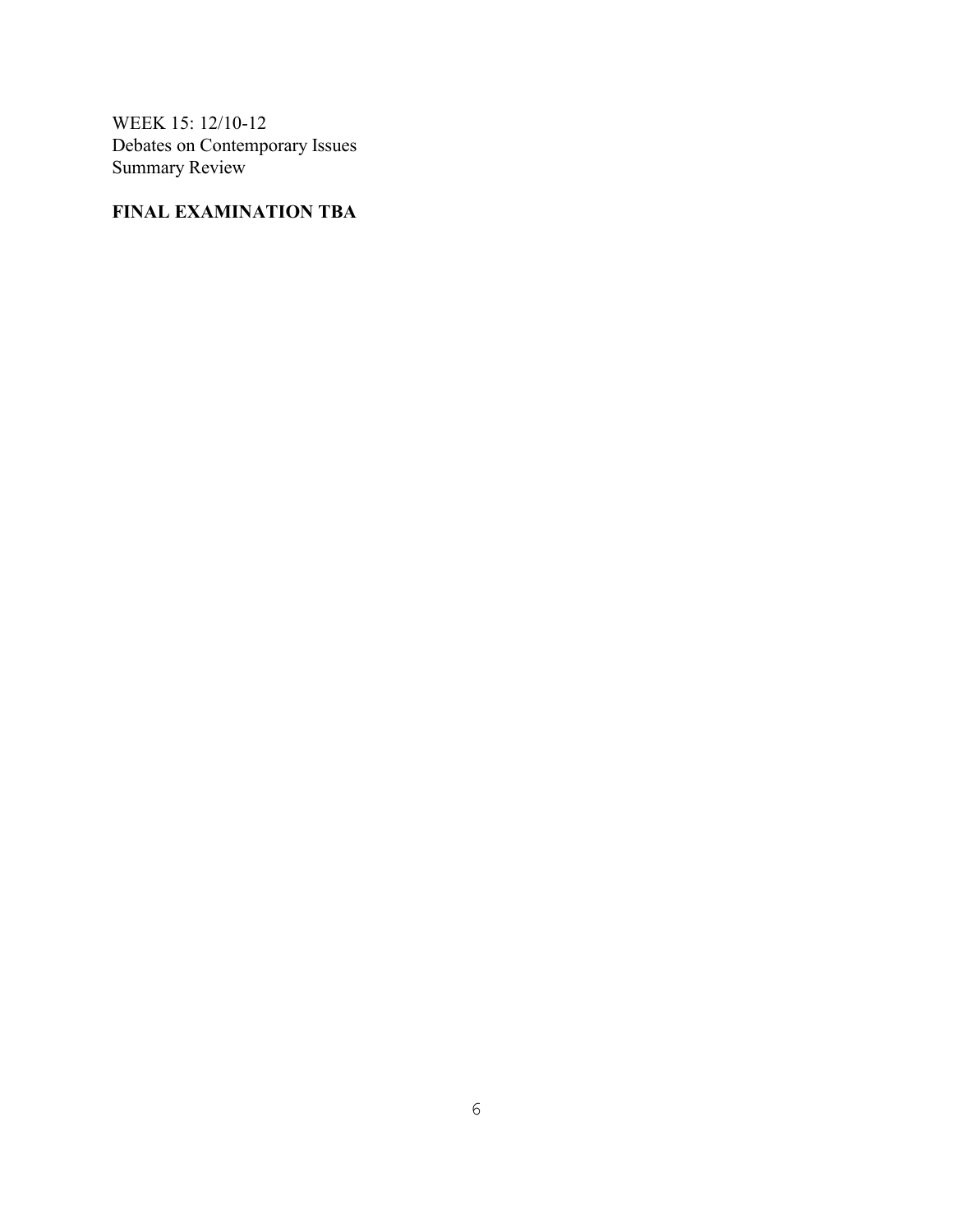WEEK 15: 12/10-12
Debates on Contemporary Issues
Summary Review

**FINAL EXAMINATION TBA**